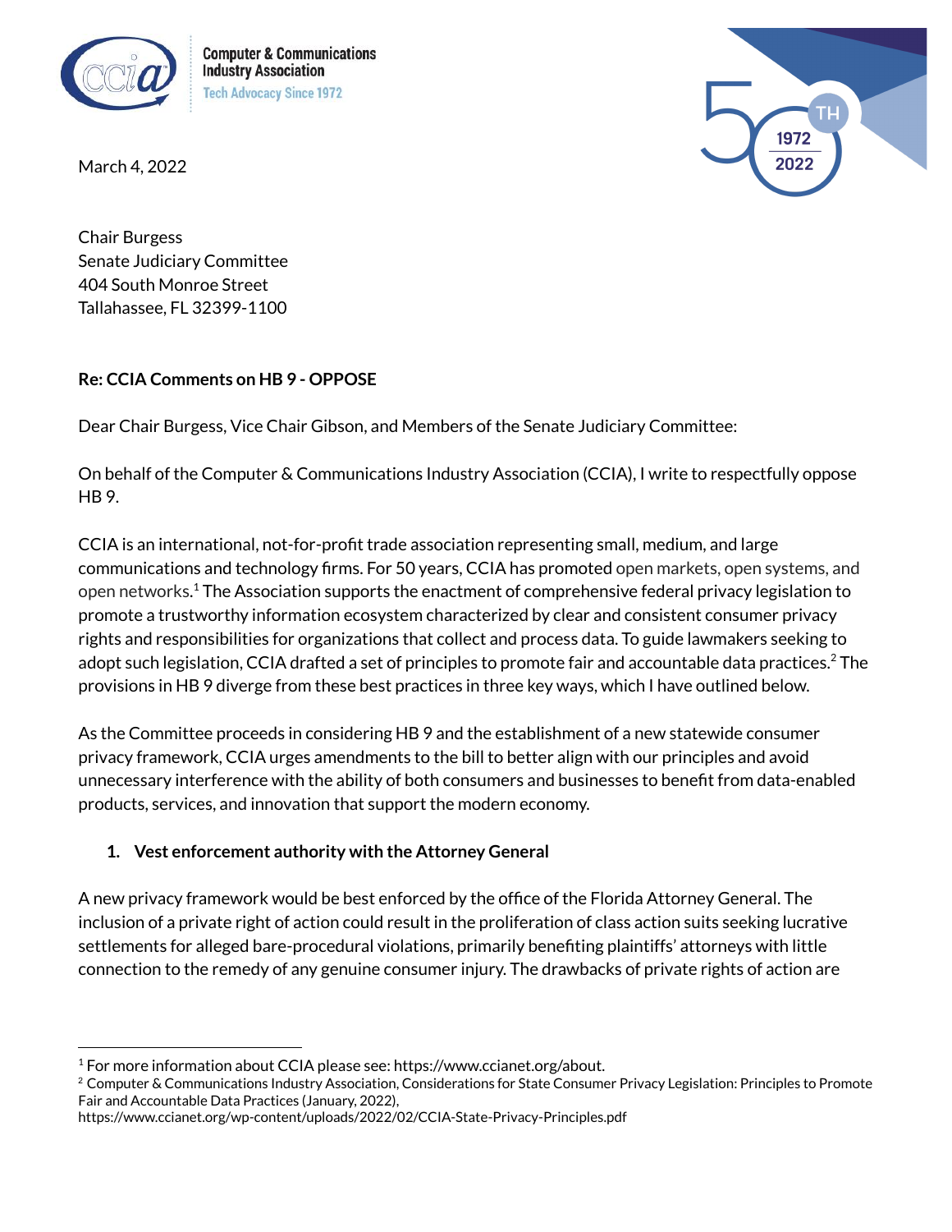Computer & Communications Industry Association
Tech Advocacy Since 1972

March 4, 2022

Chair Burgess
Senate Judiciary Committee
404 South Monroe Street
Tallahassee, FL 32399-1100

**Re: CCIA Comments on HB 9 - OPPOSE**

Dear Chair Burgess, Vice Chair Gibson, and Members of the Senate Judiciary Committee:

On behalf of the Computer & Communications Industry Association (CCIA), I write to respectfully oppose HB 9.

CCIA is an international, not-for-profit trade association representing small, medium, and large communications and technology firms. For 50 years, CCIA has promoted open markets, open systems, and open networks.[1] The Association supports the enactment of comprehensive federal privacy legislation to promote a trustworthy information ecosystem characterized by clear and consistent consumer privacy rights and responsibilities for organizations that collect and process data. To guide lawmakers seeking to adopt such legislation, CCIA drafted a set of principles to promote fair and accountable data practices.[2] The provisions in HB 9 diverge from these best practices in three key ways, which I have outlined below.

As the Committee proceeds in considering HB 9 and the establishment of a new statewide consumer privacy framework, CCIA urges amendments to the bill to better align with our principles and avoid unnecessary interference with the ability of both consumers and businesses to benefit from data-enabled products, services, and innovation that support the modern economy.

1. **Vest enforcement authority with the Attorney General**

A new privacy framework would be best enforced by the office of the Florida Attorney General. The inclusion of a private right of action could result in the proliferation of class action suits seeking lucrative settlements for alleged bare-procedural violations, primarily benefiting plaintiffs' attorneys with little connection to the remedy of any genuine consumer injury. The drawbacks of private rights of action are

---

[1] For more information about CCIA please see: https://www.ccianet.org/about.

[2] Computer & Communications Industry Association, Considerations for State Consumer Privacy Legislation: Principles to Promote Fair and Accountable Data Practices (January, 2022), https://www.ccianet.org/wp-content/uploads/2022/02/CCIA-State-Privacy-Principles.pdf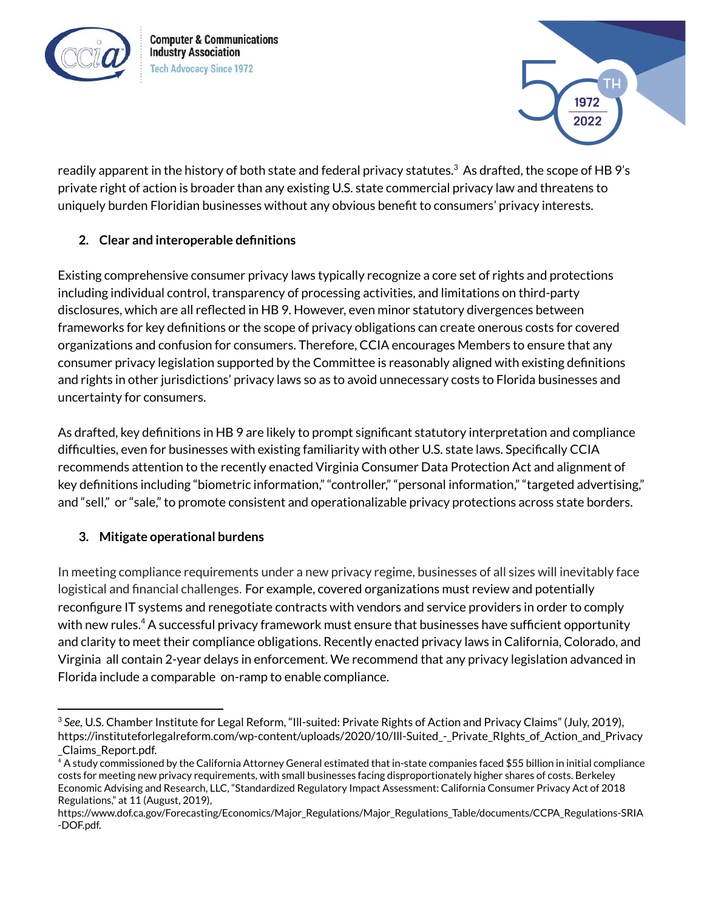readily apparent in the history of both state and federal privacy statutes.[3] As drafted, the scope of HB 9's private right of action is broader than any existing U.S. state commercial privacy law and threatens to uniquely burden Floridian businesses without any obvious benefit to consumers' privacy interests.

**2. Clear and interoperable definitions**

Existing comprehensive consumer privacy laws typically recognize a core set of rights and protections including individual control, transparency of processing activities, and limitations on third-party disclosures, which are all reflected in HB 9. However, even minor statutory divergences between frameworks for key definitions or the scope of privacy obligations can create onerous costs for covered organizations and confusion for consumers. Therefore, CCIA encourages Members to ensure that any consumer privacy legislation supported by the Committee is reasonably aligned with existing definitions and rights in other jurisdictions' privacy laws so as to avoid unnecessary costs to Florida businesses and uncertainty for consumers.

As drafted, key definitions in HB 9 are likely to prompt significant statutory interpretation and compliance difficulties, even for businesses with existing familiarity with other U.S. state laws. Specifically CCIA recommends attention to the recently enacted Virginia Consumer Data Protection Act and alignment of key definitions including "biometric information," "controller," "personal information," "targeted advertising," and "sell," or "sale," to promote consistent and operationalizable privacy protections across state borders.

**3. Mitigate operational burdens**

In meeting compliance requirements under a new privacy regime, businesses of all sizes will inevitably face logistical and financial challenges. For example, covered organizations must review and potentially reconfigure IT systems and renegotiate contracts with vendors and service providers in order to comply with new rules.[4] A successful privacy framework must ensure that businesses have sufficient opportunity and clarity to meet their compliance obligations. Recently enacted privacy laws in California, Colorado, and Virginia all contain 2-year delays in enforcement. We recommend that any privacy legislation advanced in Florida include a comparable on-ramp to enable compliance.

---

[3] *See*, U.S. Chamber Institute for Legal Reform, "Ill-suited: Private Rights of Action and Privacy Claims" (July, 2019), https://instituteforlegalreform.com/wp-content/uploads/2020/10/Ill-Suited_-_Private_RIghts_of_Action_and_Privacy_Claims_Report.pdf.

[4] A study commissioned by the California Attorney General estimated that in-state companies faced $55 billion in initial compliance costs for meeting new privacy requirements, with small businesses facing disproportionately higher shares of costs. Berkeley Economic Advising and Research, LLC, "Standardized Regulatory Impact Assessment: California Consumer Privacy Act of 2018 Regulations," at 11 (August, 2019), https://www.dof.ca.gov/Forecasting/Economics/Major_Regulations/Major_Regulations_Table/documents/CCPA_Regulations-SRIA-DOF.pdf.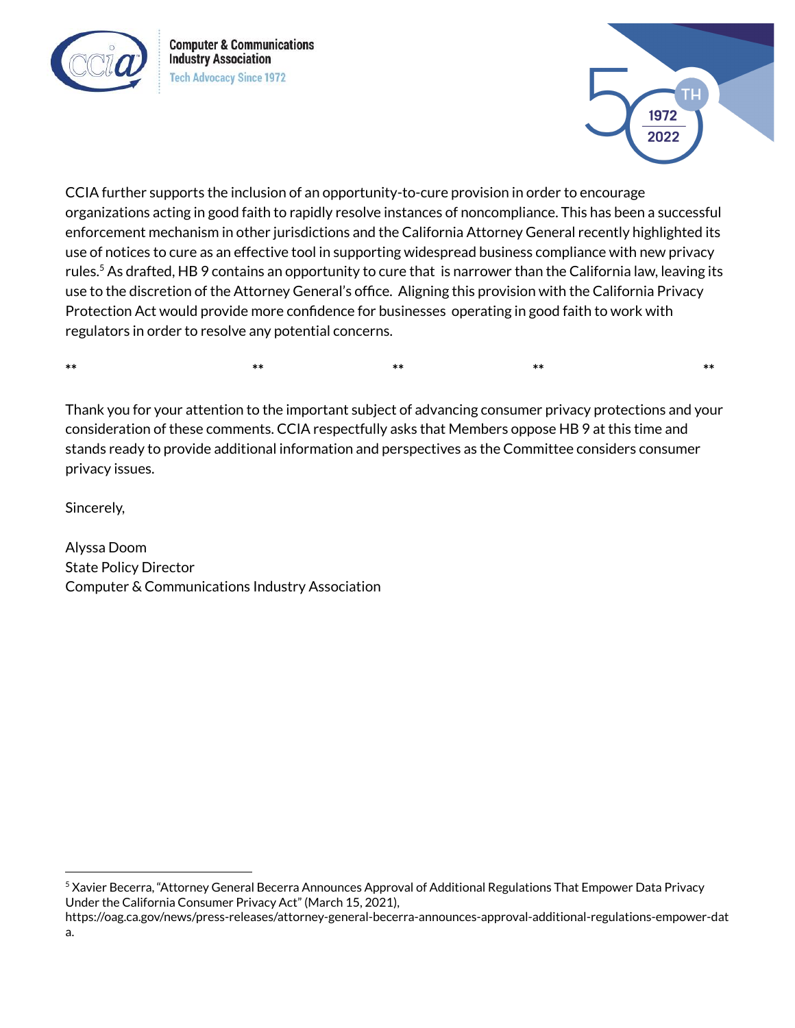CCIA further supports the inclusion of an opportunity-to-cure provision in order to encourage organizations acting in good faith to rapidly resolve instances of noncompliance. This has been a successful enforcement mechanism in other jurisdictions and the California Attorney General recently highlighted its use of notices to cure as an effective tool in supporting widespread business compliance with new privacy rules.[5] As drafted, HB 9 contains an opportunity to cure that is narrower than the California law, leaving its use to the discretion of the Attorney General's office. Aligning this provision with the California Privacy Protection Act would provide more confidence for businesses operating in good faith to work with regulators in order to resolve any potential concerns.

** ** ** ** **

Thank you for your attention to the important subject of advancing consumer privacy protections and your consideration of these comments. CCIA respectfully asks that Members oppose HB 9 at this time and stands ready to provide additional information and perspectives as the Committee considers consumer privacy issues.

Sincerely,

Alyssa Doom
State Policy Director
Computer & Communications Industry Association

---

[5] Xavier Becerra, "Attorney General Becerra Announces Approval of Additional Regulations That Empower Data Privacy Under the California Consumer Privacy Act" (March 15, 2021), https://oag.ca.gov/news/press-releases/attorney-general-becerra-announces-approval-additional-regulations-empower-data.